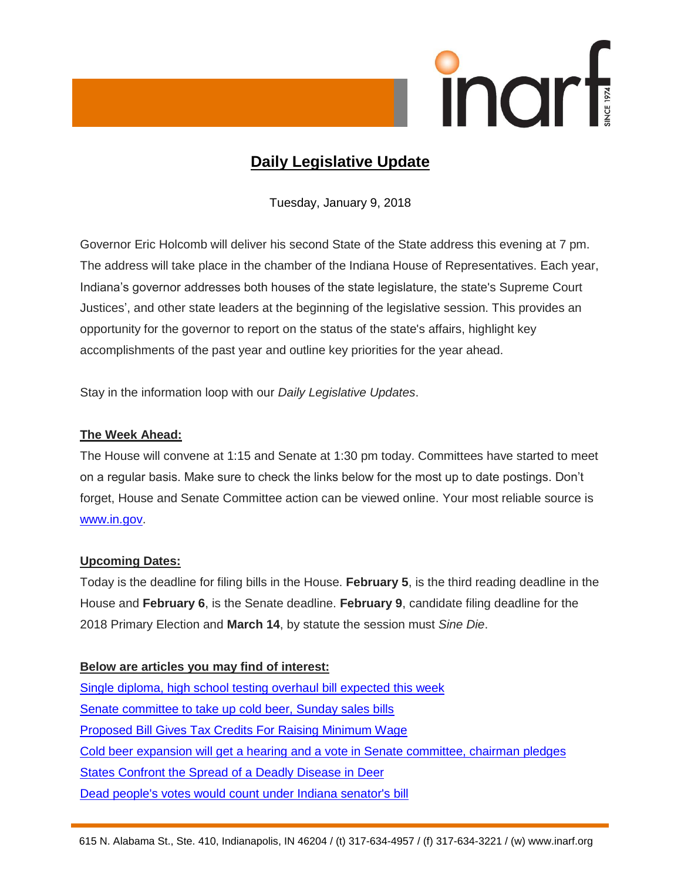# Daily Legislative Update

Tuesday, January 9, 2018

Governor Eric Holcomb will deliver his second State of the State address this evening at 7 pm. The address will take place in the chamber of the Indiana House of Representatives. Each year, Indiana's governor addresses both houses of the state legislature, the state's Supreme Court Justices', and other state leaders at the beginning of the legislative session. This provides an opportunity for the governor to report on the status of the state's affairs, highlight key accomplishments of the past year and outline key priorities for the year ahead.

Stay in the information loop with our *Daily Legislative Updates*.

## The Week Ahead:

The House will convene at 1:15 and Senate at 1:30 pm today. Committees have started to meet on a regular basis. Make sure to check the links below for the most up to date postings. Don't forget, House and Senate Committee action can be viewed online. Your most reliable source is www.in.gov.

## Upcoming Dates:

Today is the deadline for filing bills in the House. **February 5**, is the third reading deadline in the House and **February 6**, is the Senate deadline. **February 9**, candidate filing deadline for the 2018 Primary Election and **March 14**, by statute the session must *Sine Die*.

## Below are articles you may find of interest:

- Single diploma, high school testing overhaul bill expected this week
- Senate committee to take up cold beer, Sunday sales bills
- Proposed Bill Gives Tax Credits For Raising Minimum Wage
- Cold beer expansion will get a hearing and a vote in Senate committee, chairman pledges
- States Confront the Spread of a Deadly Disease in Deer
- Dead people's votes would count under Indiana senator's bill

615 N. Alabama St., Ste. 410, Indianapolis, IN 46204 / (t) 317-634-4957 / (f) 317-634-3221 / (w) www.inarf.org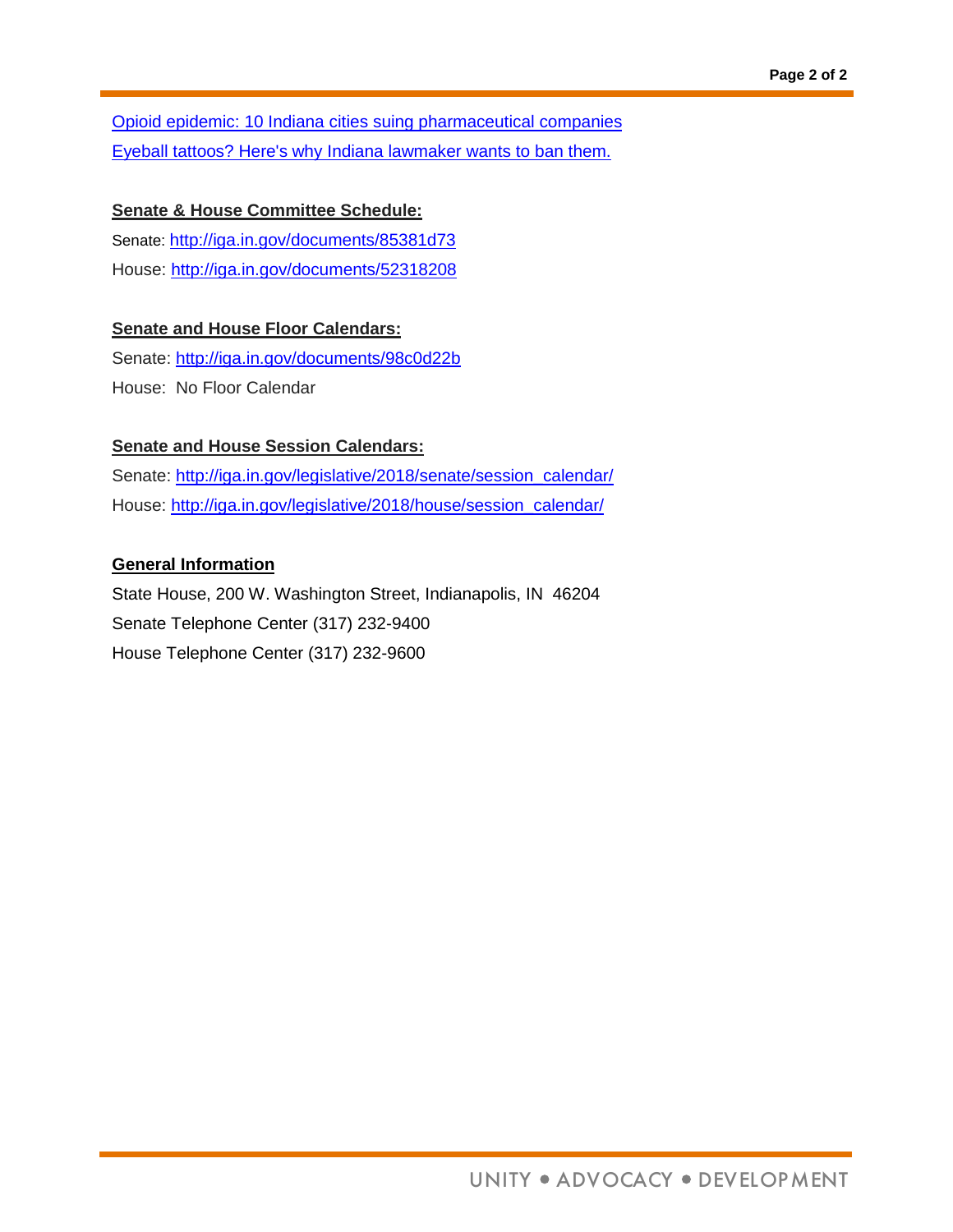[Opioid epidemic: 10 Indiana cities suing pharmaceutical companies]()

[Eyeball tattoos? Here's why Indiana lawmaker wants to ban them.]()

**Senate & House Committee Schedule:**

Senate: http://iga.in.gov/documents/85381d73

House: http://iga.in.gov/documents/52318208

**Senate and House Floor Calendars:**

Senate: http://iga.in.gov/documents/98c0d22b

House: No Floor Calendar

**Senate and House Session Calendars:**

Senate: http://iga.in.gov/legislative/2018/senate/session_calendar/

House: http://iga.in.gov/legislative/2018/house/session_calendar/

**General Information**

State House, 200 W. Washington Street, Indianapolis, IN 46204

Senate Telephone Center (317) 232-9400

House Telephone Center (317) 232-9600